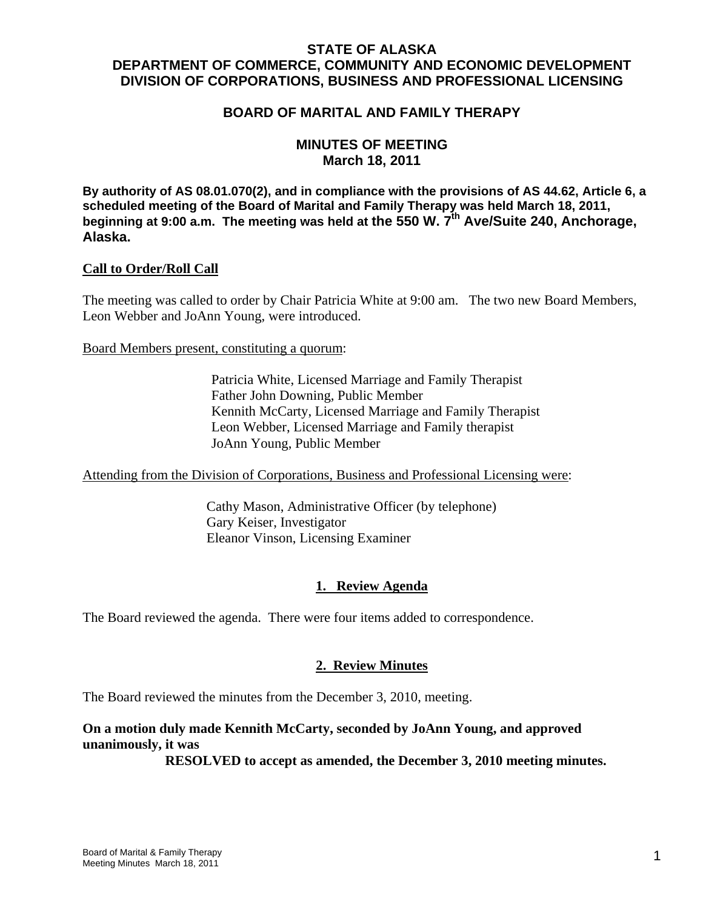# STATE OF ALASKA
# DEPARTMENT OF COMMERCE, COMMUNITY AND ECONOMIC DEVELOPMENT
# DIVISION OF CORPORATIONS, BUSINESS AND PROFESSIONAL LICENSING

## BOARD OF MARITAL AND FAMILY THERAPY

## MINUTES OF MEETING
## March 18, 2011

**By authority of AS 08.01.070(2), and in compliance with the provisions of AS 44.62, Article 6, a scheduled meeting of the Board of Marital and Family Therapy was held March 18, 2011, beginning at 9:00 a.m. The meeting was held at the 550 W. 7th Ave/Suite 240, Anchorage, Alaska.**

### Call to Order/Roll Call

The meeting was called to order by Chair Patricia White at 9:00 am. The two new Board Members, Leon Webber and JoAnn Young, were introduced.

Board Members present, constituting a quorum:

Patricia White, Licensed Marriage and Family Therapist
Father John Downing, Public Member
Kennith McCarty, Licensed Marriage and Family Therapist
Leon Webber, Licensed Marriage and Family therapist
JoAnn Young, Public Member

Attending from the Division of Corporations, Business and Professional Licensing were:

Cathy Mason, Administrative Officer (by telephone)
Gary Keiser, Investigator
Eleanor Vinson, Licensing Examiner

### 1. Review Agenda

The Board reviewed the agenda. There were four items added to correspondence.

### 2. Review Minutes

The Board reviewed the minutes from the December 3, 2010, meeting.

**On a motion duly made Kennith McCarty, seconded by JoAnn Young, and approved unanimously, it was**

**RESOLVED to accept as amended, the December 3, 2010 meeting minutes.**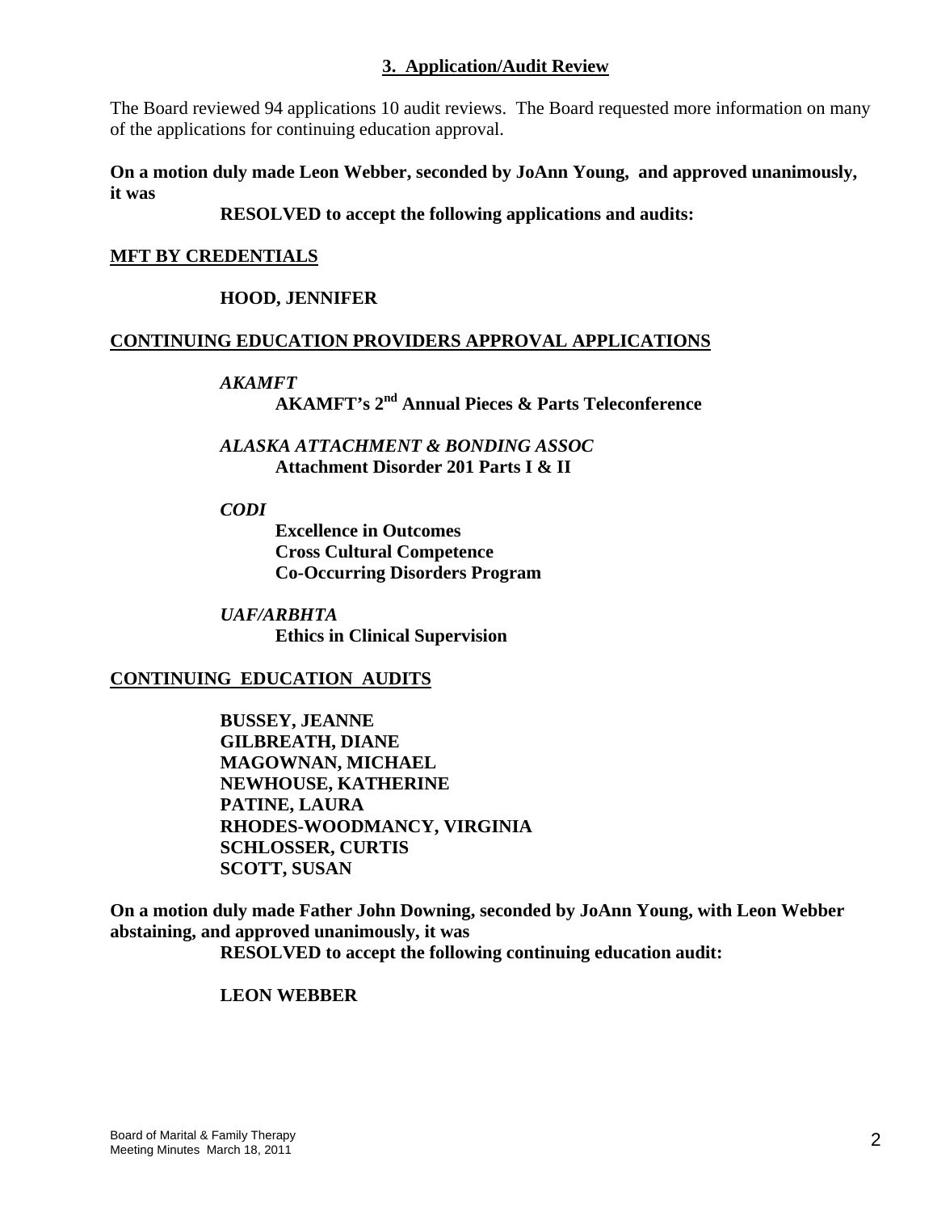## 3. Application/Audit Review

The Board reviewed 94 applications 10 audit reviews. The Board requested more information on many of the applications for continuing education approval.

**On a motion duly made Leon Webber, seconded by JoAnn Young, and approved unanimously, it was**

**RESOLVED to accept the following applications and audits:**

**MFT BY CREDENTIALS**

**HOOD, JENNIFER**

**CONTINUING EDUCATION PROVIDERS APPROVAL APPLICATIONS**

***AKAMFT***

**AKAMFT's 2nd Annual Pieces & Parts Teleconference**

***ALASKA ATTACHMENT & BONDING ASSOC***

**Attachment Disorder 201 Parts I & II**

***CODI***

**Excellence in Outcomes**
**Cross Cultural Competence**
**Co-Occurring Disorders Program**

***UAF/ARBHTA***

**Ethics in Clinical Supervision**

**CONTINUING EDUCATION AUDITS**

**BUSSEY, JEANNE**
**GILBREATH, DIANE**
**MAGOWNAN, MICHAEL**
**NEWHOUSE, KATHERINE**
**PATINE, LAURA**
**RHODES-WOODMANCY, VIRGINIA**
**SCHLOSSER, CURTIS**
**SCOTT, SUSAN**

**On a motion duly made Father John Downing, seconded by JoAnn Young, with Leon Webber abstaining, and approved unanimously, it was**

**RESOLVED to accept the following continuing education audit:**

**LEON WEBBER**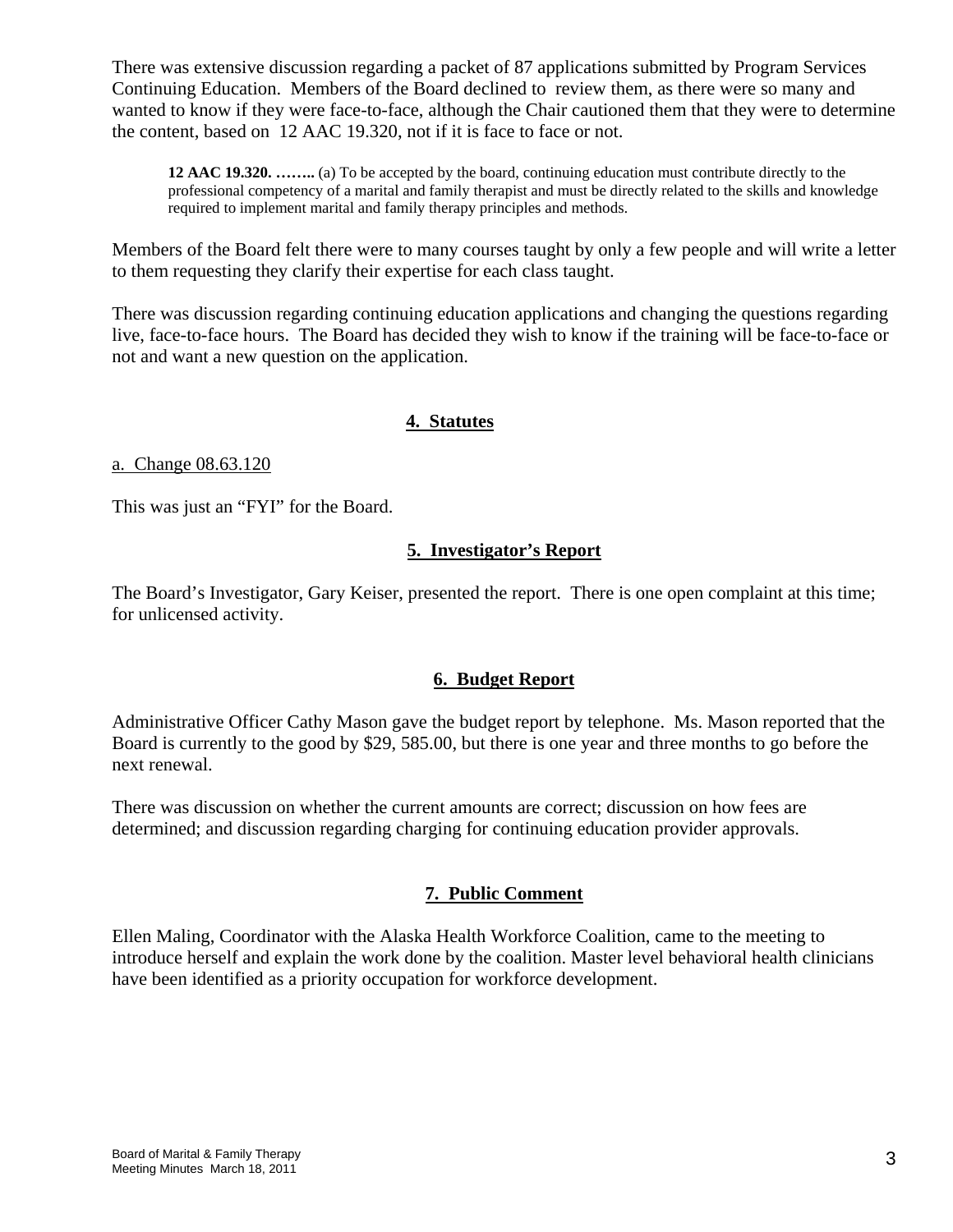There was extensive discussion regarding a packet of 87 applications submitted by Program Services Continuing Education. Members of the Board declined to review them, as there were so many and wanted to know if they were face-to-face, although the Chair cautioned them that they were to determine the content, based on 12 AAC 19.320, not if it is face to face or not.

> **12 AAC 19.320. ……..** (a) To be accepted by the board, continuing education must contribute directly to the professional competency of a marital and family therapist and must be directly related to the skills and knowledge required to implement marital and family therapy principles and methods.

Members of the Board felt there were to many courses taught by only a few people and will write a letter to them requesting they clarify their expertise for each class taught.

There was discussion regarding continuing education applications and changing the questions regarding live, face-to-face hours. The Board has decided they wish to know if the training will be face-to-face or not and want a new question on the application.

## 4. Statutes

a. Change 08.63.120

This was just an "FYI" for the Board.

## 5. Investigator's Report

The Board's Investigator, Gary Keiser, presented the report. There is one open complaint at this time; for unlicensed activity.

## 6. Budget Report

Administrative Officer Cathy Mason gave the budget report by telephone. Ms. Mason reported that the Board is currently to the good by $29, 585.00, but there is one year and three months to go before the next renewal.

There was discussion on whether the current amounts are correct; discussion on how fees are determined; and discussion regarding charging for continuing education provider approvals.

## 7. Public Comment

Ellen Maling, Coordinator with the Alaska Health Workforce Coalition, came to the meeting to introduce herself and explain the work done by the coalition. Master level behavioral health clinicians have been identified as a priority occupation for workforce development.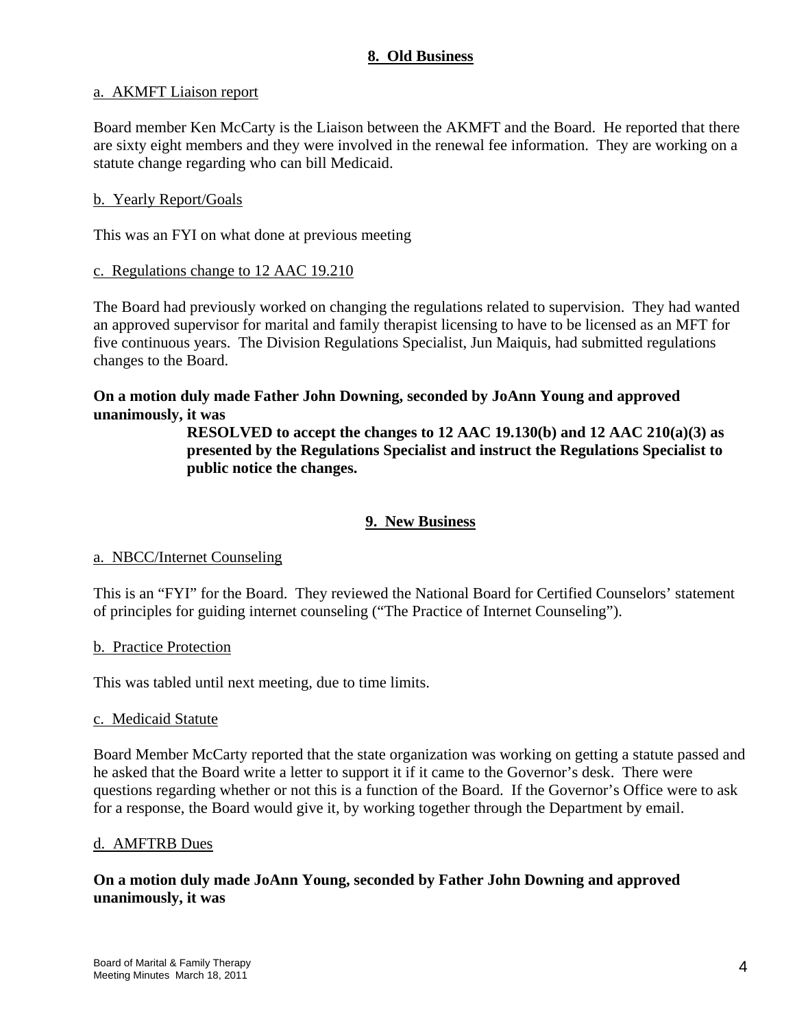## 8. Old Business

a. AKMFT Liaison report

Board member Ken McCarty is the Liaison between the AKMFT and the Board. He reported that there are sixty eight members and they were involved in the renewal fee information. They are working on a statute change regarding who can bill Medicaid.

b. Yearly Report/Goals

This was an FYI on what done at previous meeting

c. Regulations change to 12 AAC 19.210

The Board had previously worked on changing the regulations related to supervision. They had wanted an approved supervisor for marital and family therapist licensing to have to be licensed as an MFT for five continuous years. The Division Regulations Specialist, Jun Maiquis, had submitted regulations changes to the Board.

**On a motion duly made Father John Downing, seconded by JoAnn Young and approved unanimously, it was**

> **RESOLVED to accept the changes to 12 AAC 19.130(b) and 12 AAC 210(a)(3) as presented by the Regulations Specialist and instruct the Regulations Specialist to public notice the changes.**

## 9. New Business

a. NBCC/Internet Counseling

This is an "FYI" for the Board. They reviewed the National Board for Certified Counselors' statement of principles for guiding internet counseling ("The Practice of Internet Counseling").

b. Practice Protection

This was tabled until next meeting, due to time limits.

c. Medicaid Statute

Board Member McCarty reported that the state organization was working on getting a statute passed and he asked that the Board write a letter to support it if it came to the Governor's desk. There were questions regarding whether or not this is a function of the Board. If the Governor's Office were to ask for a response, the Board would give it, by working together through the Department by email.

d. AMFTRB Dues

**On a motion duly made JoAnn Young, seconded by Father John Downing and approved unanimously, it was**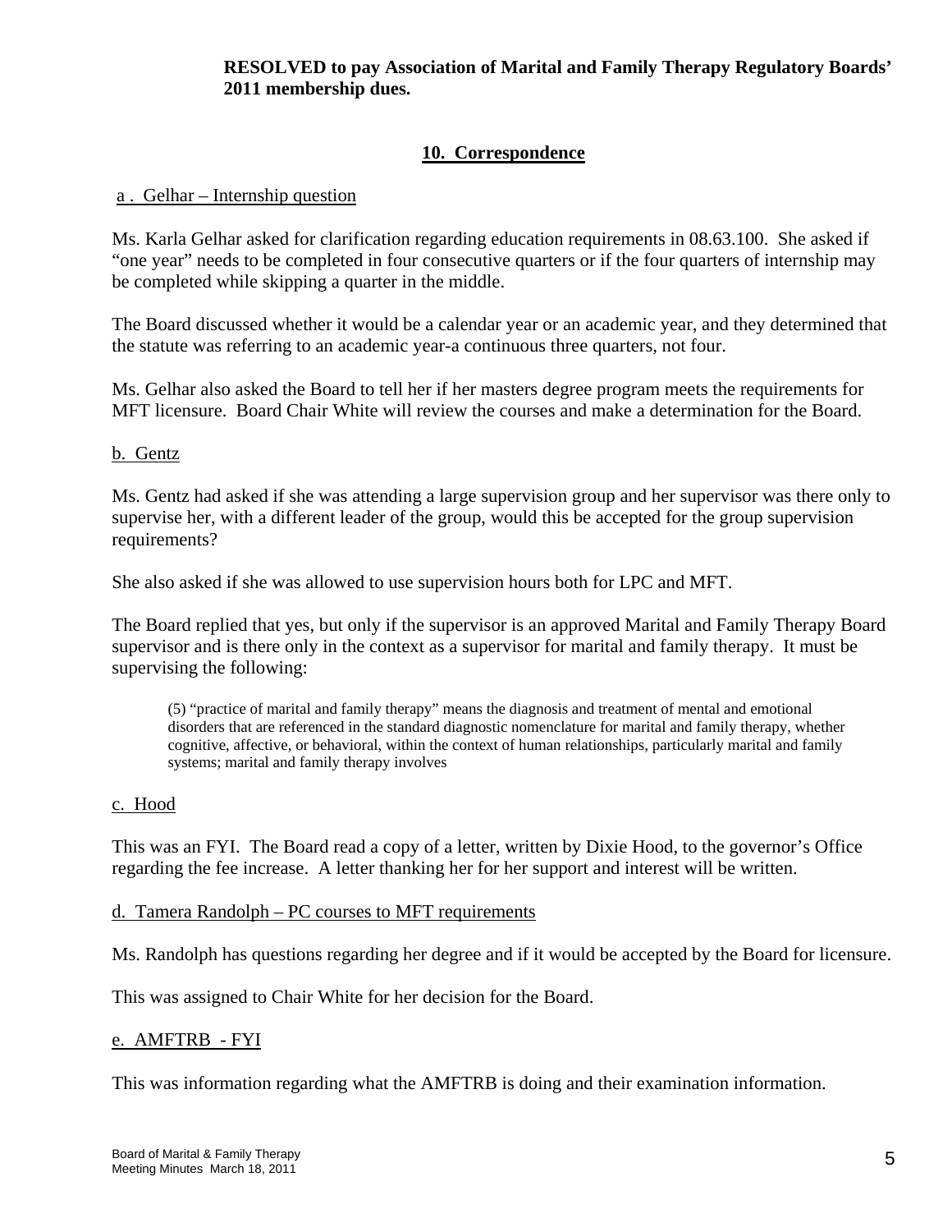**RESOLVED to pay Association of Marital and Family Therapy Regulatory Boards' 2011 membership dues.**

## 10. Correspondence

a . Gelhar – Internship question

Ms. Karla Gelhar asked for clarification regarding education requirements in 08.63.100. She asked if "one year" needs to be completed in four consecutive quarters or if the four quarters of internship may be completed while skipping a quarter in the middle.

The Board discussed whether it would be a calendar year or an academic year, and they determined that the statute was referring to an academic year-a continuous three quarters, not four.

Ms. Gelhar also asked the Board to tell her if her masters degree program meets the requirements for MFT licensure. Board Chair White will review the courses and make a determination for the Board.

b. Gentz

Ms. Gentz had asked if she was attending a large supervision group and her supervisor was there only to supervise her, with a different leader of the group, would this be accepted for the group supervision requirements?

She also asked if she was allowed to use supervision hours both for LPC and MFT.

The Board replied that yes, but only if the supervisor is an approved Marital and Family Therapy Board supervisor and is there only in the context as a supervisor for marital and family therapy. It must be supervising the following:

> (5) "practice of marital and family therapy" means the diagnosis and treatment of mental and emotional disorders that are referenced in the standard diagnostic nomenclature for marital and family therapy, whether cognitive, affective, or behavioral, within the context of human relationships, particularly marital and family systems; marital and family therapy involves

c. Hood

This was an FYI. The Board read a copy of a letter, written by Dixie Hood, to the governor's Office regarding the fee increase. A letter thanking her for her support and interest will be written.

d. Tamera Randolph – PC courses to MFT requirements

Ms. Randolph has questions regarding her degree and if it would be accepted by the Board for licensure.

This was assigned to Chair White for her decision for the Board.

e. AMFTRB - FYI

This was information regarding what the AMFTRB is doing and their examination information.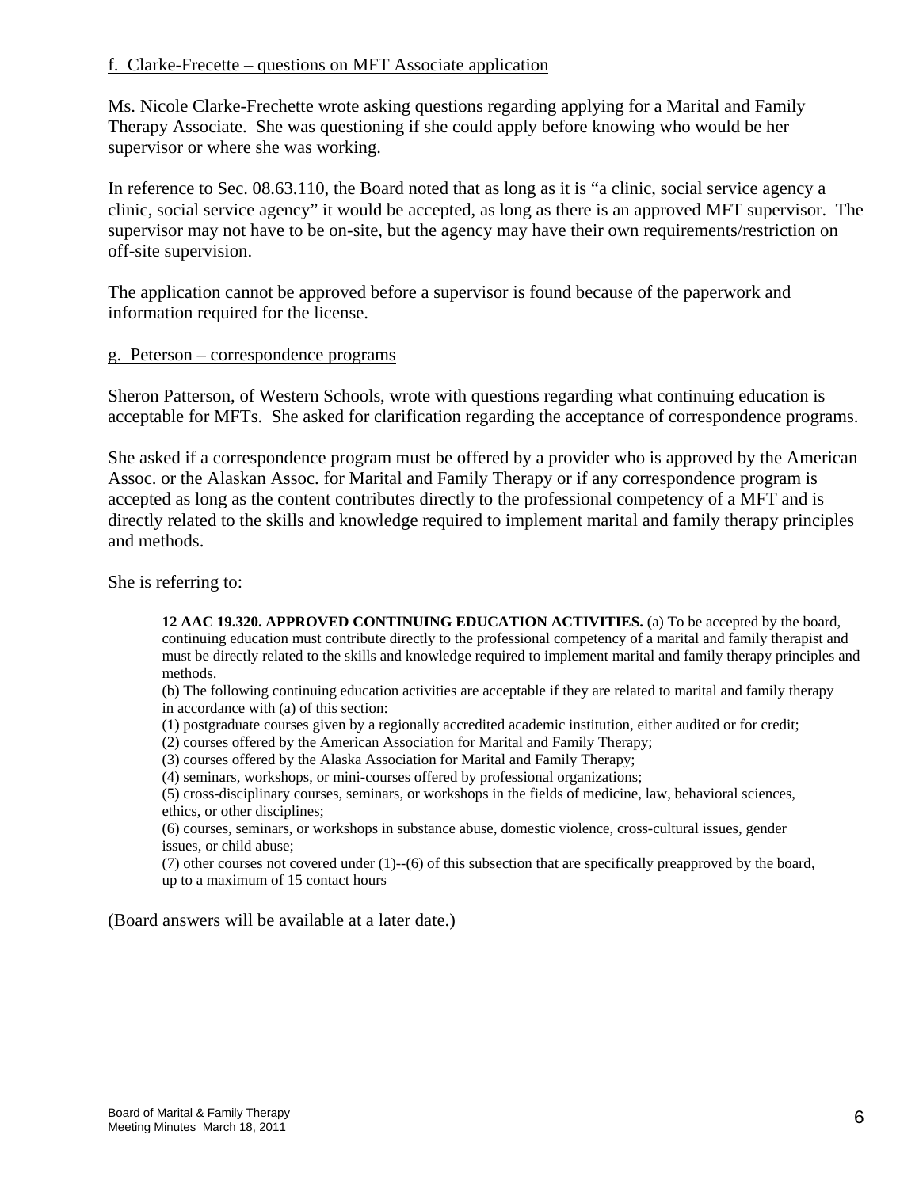f. Clarke-Frecette – questions on MFT Associate application

Ms. Nicole Clarke-Frechette wrote asking questions regarding applying for a Marital and Family Therapy Associate. She was questioning if she could apply before knowing who would be her supervisor or where she was working.

In reference to Sec. 08.63.110, the Board noted that as long as it is "a clinic, social service agency a clinic, social service agency" it would be accepted, as long as there is an approved MFT supervisor. The supervisor may not have to be on-site, but the agency may have their own requirements/restriction on off-site supervision.

The application cannot be approved before a supervisor is found because of the paperwork and information required for the license.

g. Peterson – correspondence programs

Sheron Patterson, of Western Schools, wrote with questions regarding what continuing education is acceptable for MFTs. She asked for clarification regarding the acceptance of correspondence programs.

She asked if a correspondence program must be offered by a provider who is approved by the American Assoc. or the Alaskan Assoc. for Marital and Family Therapy or if any correspondence program is accepted as long as the content contributes directly to the professional competency of a MFT and is directly related to the skills and knowledge required to implement marital and family therapy principles and methods.

She is referring to:

> **12 AAC 19.320. APPROVED CONTINUING EDUCATION ACTIVITIES.** (a) To be accepted by the board, continuing education must contribute directly to the professional competency of a marital and family therapist and must be directly related to the skills and knowledge required to implement marital and family therapy principles and methods.
>
> (b) The following continuing education activities are acceptable if they are related to marital and family therapy in accordance with (a) of this section:
>
> (1) postgraduate courses given by a regionally accredited academic institution, either audited or for credit;
>
> (2) courses offered by the American Association for Marital and Family Therapy;
>
> (3) courses offered by the Alaska Association for Marital and Family Therapy;
>
> (4) seminars, workshops, or mini-courses offered by professional organizations;
>
> (5) cross-disciplinary courses, seminars, or workshops in the fields of medicine, law, behavioral sciences, ethics, or other disciplines;
>
> (6) courses, seminars, or workshops in substance abuse, domestic violence, cross-cultural issues, gender issues, or child abuse;
>
> (7) other courses not covered under (1)--(6) of this subsection that are specifically preapproved by the board, up to a maximum of 15 contact hours

(Board answers will be available at a later date.)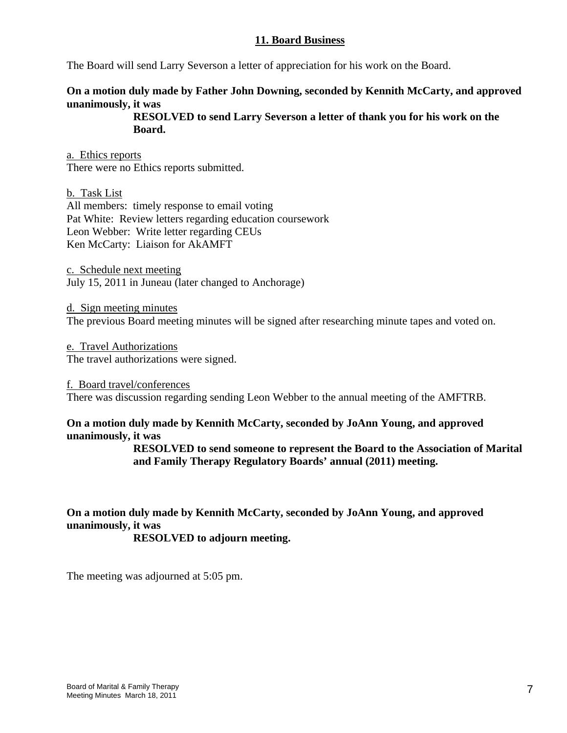## 11. Board Business

The Board will send Larry Severson a letter of appreciation for his work on the Board.

**On a motion duly made by Father John Downing, seconded by Kennith McCarty, and approved unanimously, it was**

> **RESOLVED to send Larry Severson a letter of thank you for his work on the Board.**

a. Ethics reports
There were no Ethics reports submitted.

b. Task List
All members: timely response to email voting
Pat White: Review letters regarding education coursework
Leon Webber: Write letter regarding CEUs
Ken McCarty: Liaison for AkAMFT

c. Schedule next meeting
July 15, 2011 in Juneau (later changed to Anchorage)

d. Sign meeting minutes
The previous Board meeting minutes will be signed after researching minute tapes and voted on.

e. Travel Authorizations
The travel authorizations were signed.

f. Board travel/conferences
There was discussion regarding sending Leon Webber to the annual meeting of the AMFTRB.

**On a motion duly made by Kennith McCarty, seconded by JoAnn Young, and approved unanimously, it was**

> **RESOLVED to send someone to represent the Board to the Association of Marital and Family Therapy Regulatory Boards' annual (2011) meeting.**

**On a motion duly made by Kennith McCarty, seconded by JoAnn Young, and approved unanimously, it was**

> **RESOLVED to adjourn meeting.**

The meeting was adjourned at 5:05 pm.